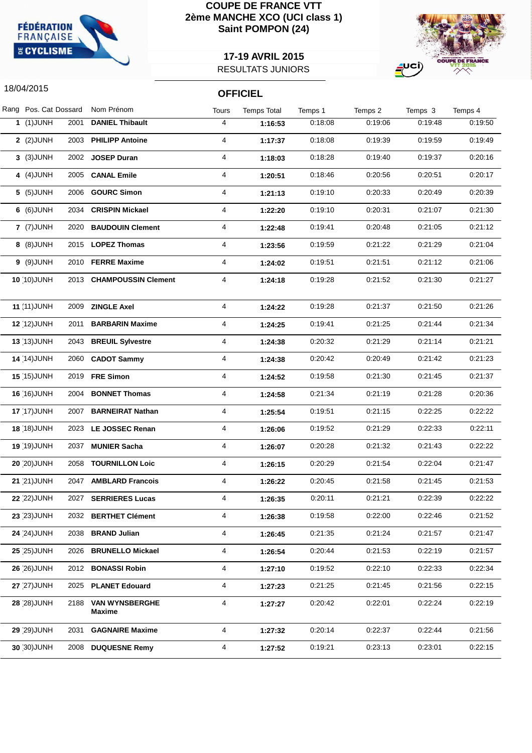# COUPE DE FRANCE VTT
# 2ème MANCHE XCO (UCI class 1)
# Saint POMPON (24)

**17-19 AVRIL 2015**

RESULTATS JUNIORS

18/04/2015

**OFFICIEL**

| Rang | Pos. Cat | Dossard | Nom Prénom | Tours | Temps Total | Temps 1 | Temps 2 | Temps 3 | Temps 4 |
|---|---|---|---|---|---|---|---|---|---|
| **1** | (1)JUNH | 2001 | **DANIEL Thibault** | 4 | **1:16:53** | 0:18:08 | 0:19:06 | 0:19:48 | 0:19:50 |
| **2** | (2)JUNH | 2003 | **PHILIPP Antoine** | 4 | **1:17:37** | 0:18:08 | 0:19:39 | 0:19:59 | 0:19:49 |
| **3** | (3)JUNH | 2002 | **JOSEP Duran** | 4 | **1:18:03** | 0:18:28 | 0:19:40 | 0:19:37 | 0:20:16 |
| **4** | (4)JUNH | 2005 | **CANAL Emile** | 4 | **1:20:51** | 0:18:46 | 0:20:56 | 0:20:51 | 0:20:17 |
| **5** | (5)JUNH | 2006 | **GOURC Simon** | 4 | **1:21:13** | 0:19:10 | 0:20:33 | 0:20:49 | 0:20:39 |
| **6** | (6)JUNH | 2034 | **CRISPIN Mickael** | 4 | **1:22:20** | 0:19:10 | 0:20:31 | 0:21:07 | 0:21:30 |
| **7** | (7)JUNH | 2020 | **BAUDOUIN Clement** | 4 | **1:22:48** | 0:19:41 | 0:20:48 | 0:21:05 | 0:21:12 |
| **8** | (8)JUNH | 2015 | **LOPEZ Thomas** | 4 | **1:23:56** | 0:19:59 | 0:21:22 | 0:21:29 | 0:21:04 |
| **9** | (9)JUNH | 2010 | **FERRE Maxime** | 4 | **1:24:02** | 0:19:51 | 0:21:51 | 0:21:12 | 0:21:06 |
| **10** | (10)JUNH | 2013 | **CHAMPOUSSIN Clement** | 4 | **1:24:18** | 0:19:28 | 0:21:52 | 0:21:30 | 0:21:27 |
| **11** | (11)JUNH | 2009 | **ZINGLE Axel** | 4 | **1:24:22** | 0:19:28 | 0:21:37 | 0:21:50 | 0:21:26 |
| **12** | (12)JUNH | 2011 | **BARBARIN Maxime** | 4 | **1:24:25** | 0:19:41 | 0:21:25 | 0:21:44 | 0:21:34 |
| **13** | (13)JUNH | 2043 | **BREUIL Sylvestre** | 4 | **1:24:38** | 0:20:32 | 0:21:29 | 0:21:14 | 0:21:21 |
| **14** | (14)JUNH | 2060 | **CADOT Sammy** | 4 | **1:24:38** | 0:20:42 | 0:20:49 | 0:21:42 | 0:21:23 |
| **15** | (15)JUNH | 2019 | **FRE Simon** | 4 | **1:24:52** | 0:19:58 | 0:21:30 | 0:21:45 | 0:21:37 |
| **16** | (16)JUNH | 2004 | **BONNET Thomas** | 4 | **1:24:58** | 0:21:34 | 0:21:19 | 0:21:28 | 0:20:36 |
| **17** | (17)JUNH | 2007 | **BARNEIRAT Nathan** | 4 | **1:25:54** | 0:19:51 | 0:21:15 | 0:22:25 | 0:22:22 |
| **18** | (18)JUNH | 2023 | **LE JOSSEC Renan** | 4 | **1:26:06** | 0:19:52 | 0:21:29 | 0:22:33 | 0:22:11 |
| **19** | (19)JUNH | 2037 | **MUNIER Sacha** | 4 | **1:26:07** | 0:20:28 | 0:21:32 | 0:21:43 | 0:22:22 |
| **20** | (20)JUNH | 2058 | **TOURNILLON Loic** | 4 | **1:26:15** | 0:20:29 | 0:21:54 | 0:22:04 | 0:21:47 |
| **21** | (21)JUNH | 2047 | **AMBLARD Francois** | 4 | **1:26:22** | 0:20:45 | 0:21:58 | 0:21:45 | 0:21:53 |
| **22** | (22)JUNH | 2027 | **SERRIERES Lucas** | 4 | **1:26:35** | 0:20:11 | 0:21:21 | 0:22:39 | 0:22:22 |
| **23** | (23)JUNH | 2032 | **BERTHET Clément** | 4 | **1:26:38** | 0:19:58 | 0:22:00 | 0:22:46 | 0:21:52 |
| **24** | (24)JUNH | 2038 | **BRAND Julian** | 4 | **1:26:45** | 0:21:35 | 0:21:24 | 0:21:57 | 0:21:47 |
| **25** | (25)JUNH | 2026 | **BRUNELLO Mickael** | 4 | **1:26:54** | 0:20:44 | 0:21:53 | 0:22:19 | 0:21:57 |
| **26** | (26)JUNH | 2012 | **BONASSI Robin** | 4 | **1:27:10** | 0:19:52 | 0:22:10 | 0:22:33 | 0:22:34 |
| **27** | (27)JUNH | 2025 | **PLANET Edouard** | 4 | **1:27:23** | 0:21:25 | 0:21:45 | 0:21:56 | 0:22:15 |
| **28** | (28)JUNH | 2188 | **VAN WYNSBERGHE Maxime** | 4 | **1:27:27** | 0:20:42 | 0:22:01 | 0:22:24 | 0:22:19 |
| **29** | (29)JUNH | 2031 | **GAGNAIRE Maxime** | 4 | **1:27:32** | 0:20:14 | 0:22:37 | 0:22:44 | 0:21:56 |
| **30** | (30)JUNH | 2008 | **DUQUESNE Remy** | 4 | **1:27:52** | 0:19:21 | 0:23:13 | 0:23:01 | 0:22:15 |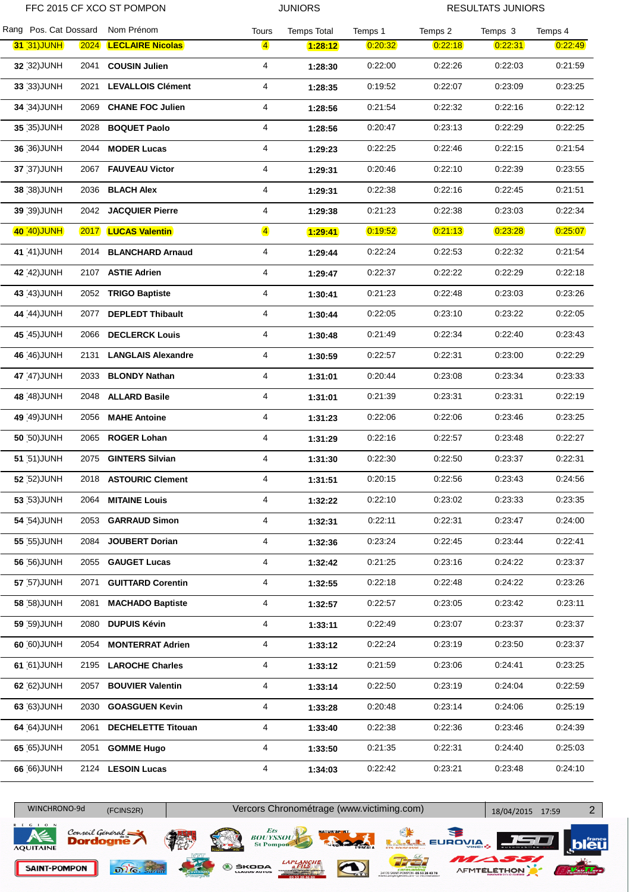FFC 2015 CF XCO ST POMPON — JUNIORS — RESULTATS JUNIORS

| Rang | Pos. Cat | Dossard | Nom Prénom | Tours | Temps Total | Temps 1 | Temps 2 | Temps 3 | Temps 4 |
|---|---|---|---|---|---|---|---|---|---|
| 31 | 31)JUNH | 2024 | LECLAIRE Nicolas | 4 | 1:28:12 | 0:20:32 | 0:22:18 | 0:22:31 | 0:22:49 |
| 32 | 32)JUNH | 2041 | COUSIN Julien | 4 | 1:28:30 | 0:22:00 | 0:22:26 | 0:22:03 | 0:21:59 |
| 33 | 33)JUNH | 2021 | LEVALLOIS Clément | 4 | 1:28:35 | 0:19:52 | 0:22:07 | 0:23:09 | 0:23:25 |
| 34 | 34)JUNH | 2069 | CHANE FOC Julien | 4 | 1:28:56 | 0:21:54 | 0:22:32 | 0:22:16 | 0:22:12 |
| 35 | 35)JUNH | 2028 | BOQUET Paolo | 4 | 1:28:56 | 0:20:47 | 0:23:13 | 0:22:29 | 0:22:25 |
| 36 | 36)JUNH | 2044 | MODER Lucas | 4 | 1:29:23 | 0:22:25 | 0:22:46 | 0:22:15 | 0:21:54 |
| 37 | 37)JUNH | 2067 | FAUVEAU Victor | 4 | 1:29:31 | 0:20:46 | 0:22:10 | 0:22:39 | 0:23:55 |
| 38 | 38)JUNH | 2036 | BLACH Alex | 4 | 1:29:31 | 0:22:38 | 0:22:16 | 0:22:45 | 0:21:51 |
| 39 | 39)JUNH | 2042 | JACQUIER Pierre | 4 | 1:29:38 | 0:21:23 | 0:22:38 | 0:23:03 | 0:22:34 |
| 40 | 40)JUNH | 2017 | LUCAS Valentin | 4 | 1:29:41 | 0:19:52 | 0:21:13 | 0:23:28 | 0:25:07 |
| 41 | 41)JUNH | 2014 | BLANCHARD Arnaud | 4 | 1:29:44 | 0:22:24 | 0:22:53 | 0:22:32 | 0:21:54 |
| 42 | 42)JUNH | 2107 | ASTIE Adrien | 4 | 1:29:47 | 0:22:37 | 0:22:22 | 0:22:29 | 0:22:18 |
| 43 | 43)JUNH | 2052 | TRIGO Baptiste | 4 | 1:30:41 | 0:21:23 | 0:22:48 | 0:23:03 | 0:23:26 |
| 44 | 44)JUNH | 2077 | DEPLEDT Thibault | 4 | 1:30:44 | 0:22:05 | 0:23:10 | 0:23:22 | 0:22:05 |
| 45 | 45)JUNH | 2066 | DECLERCK Louis | 4 | 1:30:48 | 0:21:49 | 0:22:34 | 0:22:40 | 0:23:43 |
| 46 | 46)JUNH | 2131 | LANGLAIS Alexandre | 4 | 1:30:59 | 0:22:57 | 0:22:31 | 0:23:00 | 0:22:29 |
| 47 | 47)JUNH | 2033 | BLONDY Nathan | 4 | 1:31:01 | 0:20:44 | 0:23:08 | 0:23:34 | 0:23:33 |
| 48 | 48)JUNH | 2048 | ALLARD Basile | 4 | 1:31:01 | 0:21:39 | 0:23:31 | 0:23:31 | 0:22:19 |
| 49 | 49)JUNH | 2056 | MAHE Antoine | 4 | 1:31:23 | 0:22:06 | 0:22:06 | 0:23:46 | 0:23:25 |
| 50 | 50)JUNH | 2065 | ROGER Lohan | 4 | 1:31:29 | 0:22:16 | 0:22:57 | 0:23:48 | 0:22:27 |
| 51 | 51)JUNH | 2075 | GINTERS Silvian | 4 | 1:31:30 | 0:22:30 | 0:22:50 | 0:23:37 | 0:22:31 |
| 52 | 52)JUNH | 2018 | ASTOURIC Clement | 4 | 1:31:51 | 0:20:15 | 0:22:56 | 0:23:43 | 0:24:56 |
| 53 | 53)JUNH | 2064 | MITAINE Louis | 4 | 1:32:22 | 0:22:10 | 0:23:02 | 0:23:33 | 0:23:35 |
| 54 | 54)JUNH | 2053 | GARRAUD Simon | 4 | 1:32:31 | 0:22:11 | 0:22:31 | 0:23:47 | 0:24:00 |
| 55 | 55)JUNH | 2084 | JOUBERT Dorian | 4 | 1:32:36 | 0:23:24 | 0:22:45 | 0:23:44 | 0:22:41 |
| 56 | 56)JUNH | 2055 | GAUGET Lucas | 4 | 1:32:42 | 0:21:25 | 0:23:16 | 0:24:22 | 0:23:37 |
| 57 | 57)JUNH | 2071 | GUITTARD Corentin | 4 | 1:32:55 | 0:22:18 | 0:22:48 | 0:24:22 | 0:23:26 |
| 58 | 58)JUNH | 2081 | MACHADO Baptiste | 4 | 1:32:57 | 0:22:57 | 0:23:05 | 0:23:42 | 0:23:11 |
| 59 | 59)JUNH | 2080 | DUPUIS Kévin | 4 | 1:33:11 | 0:22:49 | 0:23:07 | 0:23:37 | 0:23:37 |
| 60 | 60)JUNH | 2054 | MONTERRAT Adrien | 4 | 1:33:12 | 0:22:24 | 0:23:19 | 0:23:50 | 0:23:37 |
| 61 | 61)JUNH | 2195 | LAROCHE Charles | 4 | 1:33:12 | 0:21:59 | 0:23:06 | 0:24:41 | 0:23:25 |
| 62 | 62)JUNH | 2057 | BOUVIER Valentin | 4 | 1:33:14 | 0:22:50 | 0:23:19 | 0:24:04 | 0:22:59 |
| 63 | 63)JUNH | 2030 | GOASGUEN Kevin | 4 | 1:33:28 | 0:20:48 | 0:23:14 | 0:24:06 | 0:25:19 |
| 64 | 64)JUNH | 2061 | DECHELETTE Titouan | 4 | 1:33:40 | 0:22:38 | 0:22:36 | 0:23:46 | 0:24:39 |
| 65 | 65)JUNH | 2051 | GOMME Hugo | 4 | 1:33:50 | 0:21:35 | 0:22:31 | 0:24:40 | 0:25:03 |
| 66 | 66)JUNH | 2124 | LESOIN Lucas | 4 | 1:34:03 | 0:22:42 | 0:23:21 | 0:23:48 | 0:24:10 |

WINCHRONO-9d (FCINS2R) — Vercors Chronométrage (www.victiming.com) — 18/04/2015 17:59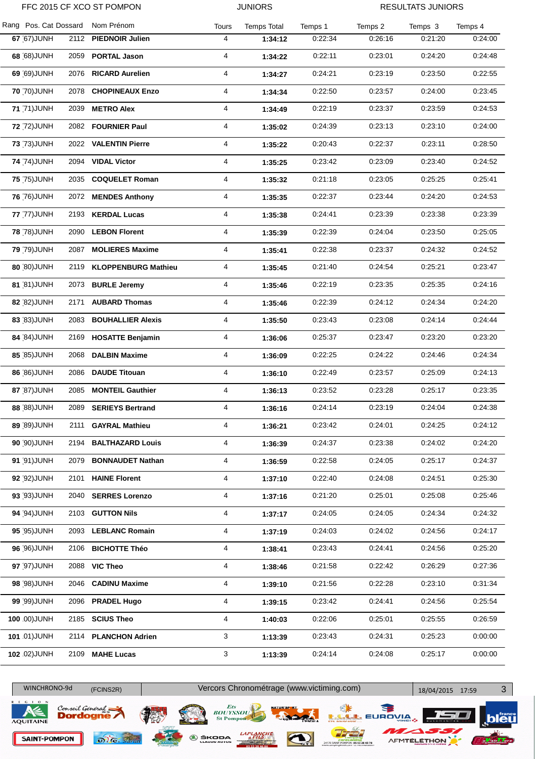FFC 2015 CF XCO ST POMPON — JUNIORS — RESULTATS JUNIORS

| Rang | Pos. Cat | Dossard | Nom Prénom | Tours | Temps Total | Temps 1 | Temps 2 | Temps 3 | Temps 4 |
|---|---|---|---|---|---|---|---|---|---|
| **67** | 67)JUNH | 2112 | **PIEDNOIR Julien** | 4 | **1:34:12** | 0:22:34 | 0:26:16 | 0:21:20 | 0:24:00 |
| **68** | 68)JUNH | 2059 | **PORTAL Jason** | 4 | **1:34:22** | 0:22:11 | 0:23:01 | 0:24:20 | 0:24:48 |
| **69** | 69)JUNH | 2076 | **RICARD Aurelien** | 4 | **1:34:27** | 0:24:21 | 0:23:19 | 0:23:50 | 0:22:55 |
| **70** | 70)JUNH | 2078 | **CHOPINEAUX Enzo** | 4 | **1:34:34** | 0:22:50 | 0:23:57 | 0:24:00 | 0:23:45 |
| **71** | 71)JUNH | 2039 | **METRO Alex** | 4 | **1:34:49** | 0:22:19 | 0:23:37 | 0:23:59 | 0:24:53 |
| **72** | 72)JUNH | 2082 | **FOURNIER Paul** | 4 | **1:35:02** | 0:24:39 | 0:23:13 | 0:23:10 | 0:24:00 |
| **73** | 73)JUNH | 2022 | **VALENTIN Pierre** | 4 | **1:35:22** | 0:20:43 | 0:22:37 | 0:23:11 | 0:28:50 |
| **74** | 74)JUNH | 2094 | **VIDAL Victor** | 4 | **1:35:25** | 0:23:42 | 0:23:09 | 0:23:40 | 0:24:52 |
| **75** | 75)JUNH | 2035 | **COQUELET Roman** | 4 | **1:35:32** | 0:21:18 | 0:23:05 | 0:25:25 | 0:25:41 |
| **76** | 76)JUNH | 2072 | **MENDES Anthony** | 4 | **1:35:35** | 0:22:37 | 0:23:44 | 0:24:20 | 0:24:53 |
| **77** | 77)JUNH | 2193 | **KERDAL Lucas** | 4 | **1:35:38** | 0:24:41 | 0:23:39 | 0:23:38 | 0:23:39 |
| **78** | 78)JUNH | 2090 | **LEBON Florent** | 4 | **1:35:39** | 0:22:39 | 0:24:04 | 0:23:50 | 0:25:05 |
| **79** | 79)JUNH | 2087 | **MOLIERES Maxime** | 4 | **1:35:41** | 0:22:38 | 0:23:37 | 0:24:32 | 0:24:52 |
| **80** | 80)JUNH | 2119 | **KLOPPENBURG Mathieu** | 4 | **1:35:45** | 0:21:40 | 0:24:54 | 0:25:21 | 0:23:47 |
| **81** | 81)JUNH | 2073 | **BURLE Jeremy** | 4 | **1:35:46** | 0:22:19 | 0:23:35 | 0:25:35 | 0:24:16 |
| **82** | 82)JUNH | 2171 | **AUBARD Thomas** | 4 | **1:35:46** | 0:22:39 | 0:24:12 | 0:24:34 | 0:24:20 |
| **83** | 83)JUNH | 2083 | **BOUHALLIER Alexis** | 4 | **1:35:50** | 0:23:43 | 0:23:08 | 0:24:14 | 0:24:44 |
| **84** | 84)JUNH | 2169 | **HOSATTE Benjamin** | 4 | **1:36:06** | 0:25:37 | 0:23:47 | 0:23:20 | 0:23:20 |
| **85** | 85)JUNH | 2068 | **DALBIN Maxime** | 4 | **1:36:09** | 0:22:25 | 0:24:22 | 0:24:46 | 0:24:34 |
| **86** | 86)JUNH | 2086 | **DAUDE Titouan** | 4 | **1:36:10** | 0:22:49 | 0:23:57 | 0:25:09 | 0:24:13 |
| **87** | 87)JUNH | 2085 | **MONTEIL Gauthier** | 4 | **1:36:13** | 0:23:52 | 0:23:28 | 0:25:17 | 0:23:35 |
| **88** | 88)JUNH | 2089 | **SERIEYS Bertrand** | 4 | **1:36:16** | 0:24:14 | 0:23:19 | 0:24:04 | 0:24:38 |
| **89** | 89)JUNH | 2111 | **GAYRAL Mathieu** | 4 | **1:36:21** | 0:23:42 | 0:24:01 | 0:24:25 | 0:24:12 |
| **90** | 90)JUNH | 2194 | **BALTHAZARD Louis** | 4 | **1:36:39** | 0:24:37 | 0:23:38 | 0:24:02 | 0:24:20 |
| **91** | 91)JUNH | 2079 | **BONNAUDET Nathan** | 4 | **1:36:59** | 0:22:58 | 0:24:05 | 0:25:17 | 0:24:37 |
| **92** | 92)JUNH | 2101 | **HAINE Florent** | 4 | **1:37:10** | 0:22:40 | 0:24:08 | 0:24:51 | 0:25:30 |
| **93** | 93)JUNH | 2040 | **SERRES Lorenzo** | 4 | **1:37:16** | 0:21:20 | 0:25:01 | 0:25:08 | 0:25:46 |
| **94** | 94)JUNH | 2103 | **GUTTON Nils** | 4 | **1:37:17** | 0:24:05 | 0:24:05 | 0:24:34 | 0:24:32 |
| **95** | 95)JUNH | 2093 | **LEBLANC Romain** | 4 | **1:37:19** | 0:24:03 | 0:24:02 | 0:24:56 | 0:24:17 |
| **96** | 96)JUNH | 2106 | **BICHOTTE Théo** | 4 | **1:38:41** | 0:23:43 | 0:24:41 | 0:24:56 | 0:25:20 |
| **97** | 97)JUNH | 2088 | **VIC Theo** | 4 | **1:38:46** | 0:21:58 | 0:22:42 | 0:26:29 | 0:27:36 |
| **98** | 98)JUNH | 2046 | **CADINU Maxime** | 4 | **1:39:10** | 0:21:56 | 0:22:28 | 0:23:10 | 0:31:34 |
| **99** | 99)JUNH | 2096 | **PRADEL Hugo** | 4 | **1:39:15** | 0:23:42 | 0:24:41 | 0:24:56 | 0:25:54 |
| **100** | 00)JUNH | 2185 | **SCIUS Theo** | 4 | **1:40:03** | 0:22:06 | 0:25:01 | 0:25:55 | 0:26:59 |
| **101** | 01)JUNH | 2114 | **PLANCHON Adrien** | 3 | **1:13:39** | 0:23:43 | 0:24:31 | 0:25:23 | 0:00:00 |
| **102** | 02)JUNH | 2109 | **MAHE Lucas** | 3 | **1:13:39** | 0:24:14 | 0:24:08 | 0:25:17 | 0:00:00 |

WINCHRONO-9d (FCINS2R) Vercors Chronométrage (www.victiming.com) 18/04/2015 17:59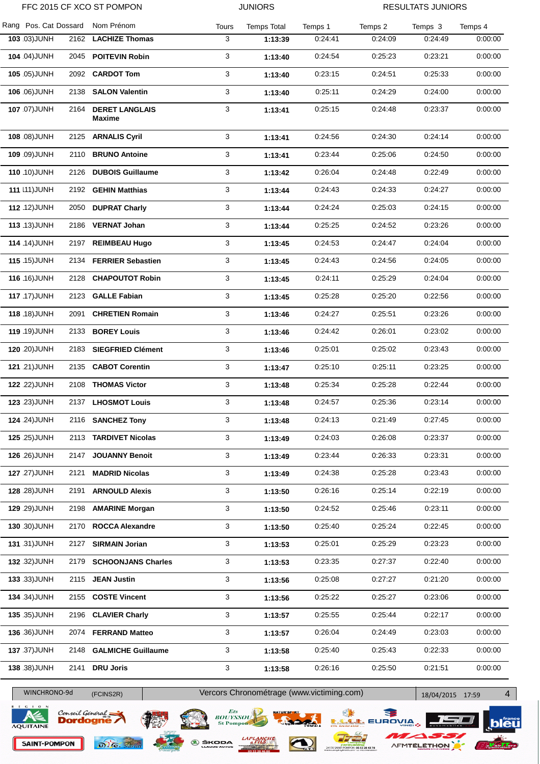FFC 2015 CF XCO ST POMPON — JUNIORS — RESULTATS JUNIORS

| Rang | Pos. Cat | Dossard | Nom Prénom | Tours | Temps Total | Temps 1 | Temps 2 | Temps 3 | Temps 4 |
|---|---|---|---|---|---|---|---|---|---|
| **103** | .03)JUNH | 2162 | **LACHIZE Thomas** | 3 | **1:13:39** | 0:24:41 | 0:24:09 | 0:24:49 | 0:00:00 |
| **104** | .04)JUNH | 2045 | **POITEVIN Robin** | 3 | **1:13:40** | 0:24:54 | 0:25:23 | 0:23:21 | 0:00:00 |
| **105** | .05)JUNH | 2092 | **CARDOT Tom** | 3 | **1:13:40** | 0:23:15 | 0:24:51 | 0:25:33 | 0:00:00 |
| **106** | .06)JUNH | 2138 | **SALON Valentin** | 3 | **1:13:40** | 0:25:11 | 0:24:29 | 0:24:00 | 0:00:00 |
| **107** | .07)JUNH | 2164 | **DERET LANGLAIS Maxime** | 3 | **1:13:41** | 0:25:15 | 0:24:48 | 0:23:37 | 0:00:00 |
| **108** | .08)JUNH | 2125 | **ARNALIS Cyril** | 3 | **1:13:41** | 0:24:56 | 0:24:30 | 0:24:14 | 0:00:00 |
| **109** | .09)JUNH | 2110 | **BRUNO Antoine** | 3 | **1:13:41** | 0:23:44 | 0:25:06 | 0:24:50 | 0:00:00 |
| **110** | .10)JUNH | 2126 | **DUBOIS Guillaume** | 3 | **1:13:42** | 0:26:04 | 0:24:48 | 0:22:49 | 0:00:00 |
| **111** | .11)JUNH | 2192 | **GEHIN Matthias** | 3 | **1:13:44** | 0:24:43 | 0:24:33 | 0:24:27 | 0:00:00 |
| **112** | .12)JUNH | 2050 | **DUPRAT Charly** | 3 | **1:13:44** | 0:24:24 | 0:25:03 | 0:24:15 | 0:00:00 |
| **113** | .13)JUNH | 2186 | **VERNAT Johan** | 3 | **1:13:44** | 0:25:25 | 0:24:52 | 0:23:26 | 0:00:00 |
| **114** | .14)JUNH | 2197 | **REIMBEAU Hugo** | 3 | **1:13:45** | 0:24:53 | 0:24:47 | 0:24:04 | 0:00:00 |
| **115** | .15)JUNH | 2134 | **FERRIER Sebastien** | 3 | **1:13:45** | 0:24:43 | 0:24:56 | 0:24:05 | 0:00:00 |
| **116** | .16)JUNH | 2128 | **CHAPOUTOT Robin** | 3 | **1:13:45** | 0:24:11 | 0:25:29 | 0:24:04 | 0:00:00 |
| **117** | .17)JUNH | 2123 | **GALLE Fabian** | 3 | **1:13:45** | 0:25:28 | 0:25:20 | 0:22:56 | 0:00:00 |
| **118** | .18)JUNH | 2091 | **CHRETIEN Romain** | 3 | **1:13:46** | 0:24:27 | 0:25:51 | 0:23:26 | 0:00:00 |
| **119** | .19)JUNH | 2133 | **BOREY Louis** | 3 | **1:13:46** | 0:24:42 | 0:26:01 | 0:23:02 | 0:00:00 |
| **120** | .20)JUNH | 2183 | **SIEGFRIED Clément** | 3 | **1:13:46** | 0:25:01 | 0:25:02 | 0:23:43 | 0:00:00 |
| **121** | .21)JUNH | 2135 | **CABOT Corentin** | 3 | **1:13:47** | 0:25:10 | 0:25:11 | 0:23:25 | 0:00:00 |
| **122** | .22)JUNH | 2108 | **THOMAS Victor** | 3 | **1:13:48** | 0:25:34 | 0:25:28 | 0:22:44 | 0:00:00 |
| **123** | .23)JUNH | 2137 | **LHOSMOT Louis** | 3 | **1:13:48** | 0:24:57 | 0:25:36 | 0:23:14 | 0:00:00 |
| **124** | .24)JUNH | 2116 | **SANCHEZ Tony** | 3 | **1:13:48** | 0:24:13 | 0:21:49 | 0:27:45 | 0:00:00 |
| **125** | .25)JUNH | 2113 | **TARDIVET Nicolas** | 3 | **1:13:49** | 0:24:03 | 0:26:08 | 0:23:37 | 0:00:00 |
| **126** | .26)JUNH | 2147 | **JOUANNY Benoit** | 3 | **1:13:49** | 0:23:44 | 0:26:33 | 0:23:31 | 0:00:00 |
| **127** | .27)JUNH | 2121 | **MADRID Nicolas** | 3 | **1:13:49** | 0:24:38 | 0:25:28 | 0:23:43 | 0:00:00 |
| **128** | .28)JUNH | 2191 | **ARNOULD Alexis** | 3 | **1:13:50** | 0:26:16 | 0:25:14 | 0:22:19 | 0:00:00 |
| **129** | .29)JUNH | 2198 | **AMARINE Morgan** | 3 | **1:13:50** | 0:24:52 | 0:25:46 | 0:23:11 | 0:00:00 |
| **130** | .30)JUNH | 2170 | **ROCCA Alexandre** | 3 | **1:13:50** | 0:25:40 | 0:25:24 | 0:22:45 | 0:00:00 |
| **131** | .31)JUNH | 2127 | **SIRMAIN Jorian** | 3 | **1:13:53** | 0:25:01 | 0:25:29 | 0:23:23 | 0:00:00 |
| **132** | .32)JUNH | 2179 | **SCHOONJANS Charles** | 3 | **1:13:53** | 0:23:35 | 0:27:37 | 0:22:40 | 0:00:00 |
| **133** | .33)JUNH | 2115 | **JEAN Justin** | 3 | **1:13:56** | 0:25:08 | 0:27:27 | 0:21:20 | 0:00:00 |
| **134** | .34)JUNH | 2155 | **COSTE Vincent** | 3 | **1:13:56** | 0:25:22 | 0:25:27 | 0:23:06 | 0:00:00 |
| **135** | .35)JUNH | 2196 | **CLAVIER Charly** | 3 | **1:13:57** | 0:25:55 | 0:25:44 | 0:22:17 | 0:00:00 |
| **136** | .36)JUNH | 2074 | **FERRAND Matteo** | 3 | **1:13:57** | 0:26:04 | 0:24:49 | 0:23:03 | 0:00:00 |
| **137** | .37)JUNH | 2148 | **GALMICHE Guillaume** | 3 | **1:13:58** | 0:25:40 | 0:25:43 | 0:22:33 | 0:00:00 |
| **138** | .38)JUNH | 2141 | **DRU Joris** | 3 | **1:13:58** | 0:26:16 | 0:25:50 | 0:21:51 | 0:00:00 |

WINCHRONO-9d (FCINS2R) — Vercors Chronométrage (www.victiming.com) — 18/04/2015 17:59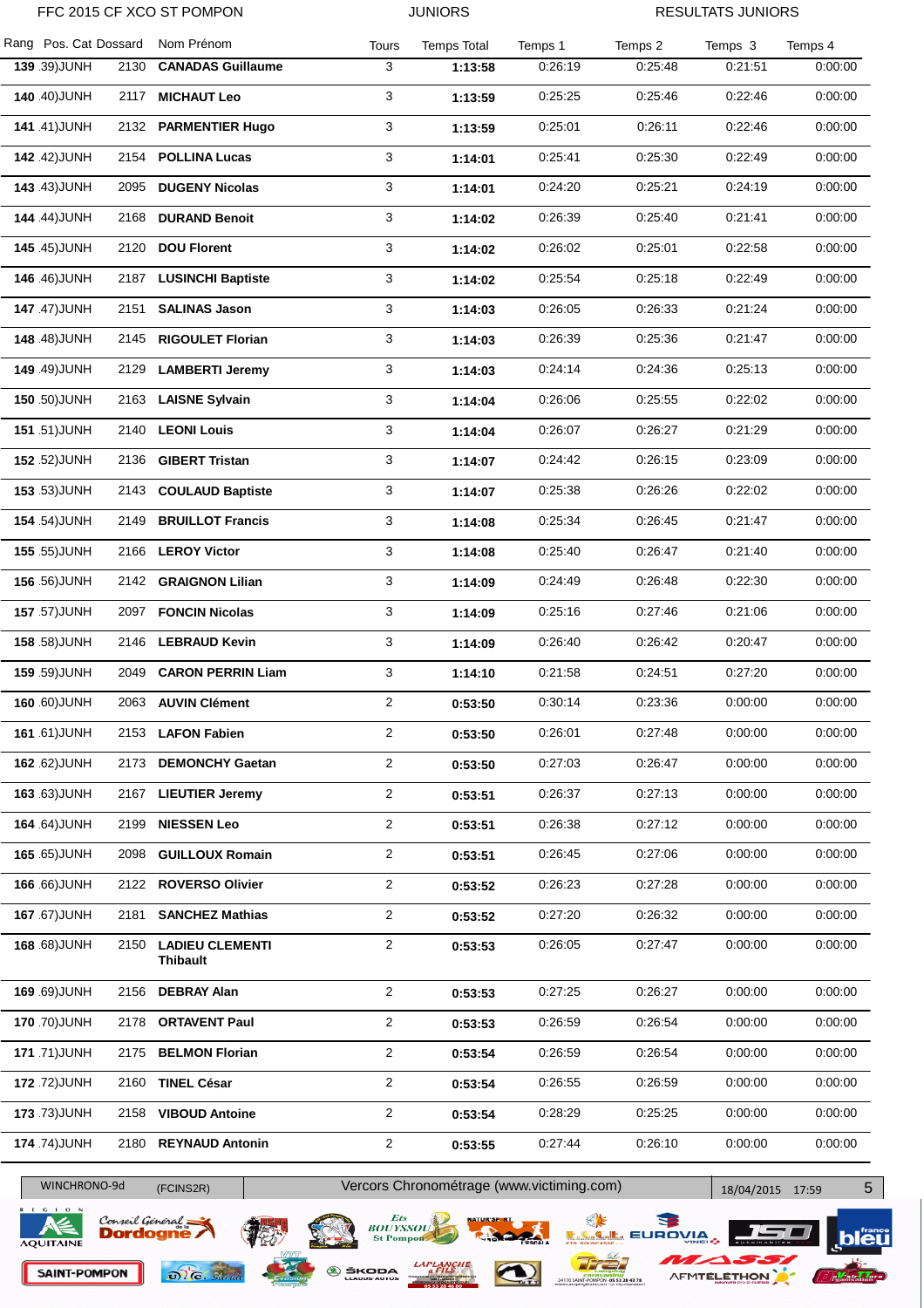FFC 2015 CF XCO ST POMPON — JUNIORS — RESULTATS JUNIORS

| Rang | Pos. Cat | Dossard | Nom Prénom | Tours | Temps Total | Temps 1 | Temps 2 | Temps 3 | Temps 4 |
|---|---|---|---|---|---|---|---|---|---|
| 139 | 39)JUNH | 2130 | CANADAS Guillaume | 3 | 1:13:58 | 0:26:19 | 0:25:48 | 0:21:51 | 0:00:00 |
| 140 | 40)JUNH | 2117 | MICHAUT Leo | 3 | 1:13:59 | 0:25:25 | 0:25:46 | 0:22:46 | 0:00:00 |
| 141 | 41)JUNH | 2132 | PARMENTIER Hugo | 3 | 1:13:59 | 0:25:01 | 0:26:11 | 0:22:46 | 0:00:00 |
| 142 | 42)JUNH | 2154 | POLLINA Lucas | 3 | 1:14:01 | 0:25:41 | 0:25:30 | 0:22:49 | 0:00:00 |
| 143 | 43)JUNH | 2095 | DUGENY Nicolas | 3 | 1:14:01 | 0:24:20 | 0:25:21 | 0:24:19 | 0:00:00 |
| 144 | 44)JUNH | 2168 | DURAND Benoit | 3 | 1:14:02 | 0:26:39 | 0:25:40 | 0:21:41 | 0:00:00 |
| 145 | 45)JUNH | 2120 | DOU Florent | 3 | 1:14:02 | 0:26:02 | 0:25:01 | 0:22:58 | 0:00:00 |
| 146 | 46)JUNH | 2187 | LUSINCHI Baptiste | 3 | 1:14:02 | 0:25:54 | 0:25:18 | 0:22:49 | 0:00:00 |
| 147 | 47)JUNH | 2151 | SALINAS Jason | 3 | 1:14:03 | 0:26:05 | 0:26:33 | 0:21:24 | 0:00:00 |
| 148 | 48)JUNH | 2145 | RIGOULET Florian | 3 | 1:14:03 | 0:26:39 | 0:25:36 | 0:21:47 | 0:00:00 |
| 149 | 49)JUNH | 2129 | LAMBERTI Jeremy | 3 | 1:14:03 | 0:24:14 | 0:24:36 | 0:25:13 | 0:00:00 |
| 150 | 50)JUNH | 2163 | LAISNE Sylvain | 3 | 1:14:04 | 0:26:06 | 0:25:55 | 0:22:02 | 0:00:00 |
| 151 | 51)JUNH | 2140 | LEONI Louis | 3 | 1:14:04 | 0:26:07 | 0:26:27 | 0:21:29 | 0:00:00 |
| 152 | 52)JUNH | 2136 | GIBERT Tristan | 3 | 1:14:07 | 0:24:42 | 0:26:15 | 0:23:09 | 0:00:00 |
| 153 | 53)JUNH | 2143 | COULAUD Baptiste | 3 | 1:14:07 | 0:25:38 | 0:26:26 | 0:22:02 | 0:00:00 |
| 154 | 54)JUNH | 2149 | BRUILLOT Francis | 3 | 1:14:08 | 0:25:34 | 0:26:45 | 0:21:47 | 0:00:00 |
| 155 | 55)JUNH | 2166 | LEROY Victor | 3 | 1:14:08 | 0:25:40 | 0:26:47 | 0:21:40 | 0:00:00 |
| 156 | 56)JUNH | 2142 | GRAIGNON Lilian | 3 | 1:14:09 | 0:24:49 | 0:26:48 | 0:22:30 | 0:00:00 |
| 157 | 57)JUNH | 2097 | FONCIN Nicolas | 3 | 1:14:09 | 0:25:16 | 0:27:46 | 0:21:06 | 0:00:00 |
| 158 | 58)JUNH | 2146 | LEBRAUD Kevin | 3 | 1:14:09 | 0:26:40 | 0:26:42 | 0:20:47 | 0:00:00 |
| 159 | 59)JUNH | 2049 | CARON PERRIN Liam | 3 | 1:14:10 | 0:21:58 | 0:24:51 | 0:27:20 | 0:00:00 |
| 160 | 60)JUNH | 2063 | AUVIN Clément | 2 | 0:53:50 | 0:30:14 | 0:23:36 | 0:00:00 | 0:00:00 |
| 161 | 61)JUNH | 2153 | LAFON Fabien | 2 | 0:53:50 | 0:26:01 | 0:27:48 | 0:00:00 | 0:00:00 |
| 162 | 62)JUNH | 2173 | DEMONCHY Gaetan | 2 | 0:53:50 | 0:27:03 | 0:26:47 | 0:00:00 | 0:00:00 |
| 163 | 63)JUNH | 2167 | LIEUTIER Jeremy | 2 | 0:53:51 | 0:26:37 | 0:27:13 | 0:00:00 | 0:00:00 |
| 164 | 64)JUNH | 2199 | NIESSEN Leo | 2 | 0:53:51 | 0:26:38 | 0:27:12 | 0:00:00 | 0:00:00 |
| 165 | 65)JUNH | 2098 | GUILLOUX Romain | 2 | 0:53:51 | 0:26:45 | 0:27:06 | 0:00:00 | 0:00:00 |
| 166 | 66)JUNH | 2122 | ROVERSO Olivier | 2 | 0:53:52 | 0:26:23 | 0:27:28 | 0:00:00 | 0:00:00 |
| 167 | 67)JUNH | 2181 | SANCHEZ Mathias | 2 | 0:53:52 | 0:27:20 | 0:26:32 | 0:00:00 | 0:00:00 |
| 168 | 68)JUNH | 2150 | LADIEU CLEMENTI Thibault | 2 | 0:53:53 | 0:26:05 | 0:27:47 | 0:00:00 | 0:00:00 |
| 169 | 69)JUNH | 2156 | DEBRAY Alan | 2 | 0:53:53 | 0:27:25 | 0:26:27 | 0:00:00 | 0:00:00 |
| 170 | 70)JUNH | 2178 | ORTAVENT Paul | 2 | 0:53:53 | 0:26:59 | 0:26:54 | 0:00:00 | 0:00:00 |
| 171 | 71)JUNH | 2175 | BELMON Florian | 2 | 0:53:54 | 0:26:59 | 0:26:54 | 0:00:00 | 0:00:00 |
| 172 | 72)JUNH | 2160 | TINEL César | 2 | 0:53:54 | 0:26:55 | 0:26:59 | 0:00:00 | 0:00:00 |
| 173 | 73)JUNH | 2158 | VIBOUD Antoine | 2 | 0:53:54 | 0:28:29 | 0:25:25 | 0:00:00 | 0:00:00 |
| 174 | 74)JUNH | 2180 | REYNAUD Antonin | 2 | 0:53:55 | 0:27:44 | 0:26:10 | 0:00:00 | 0:00:00 |

WINCHRONO-9d (FCINS2R) — Vercors Chronométrage (www.victiming.com) — 18/04/2015 17:59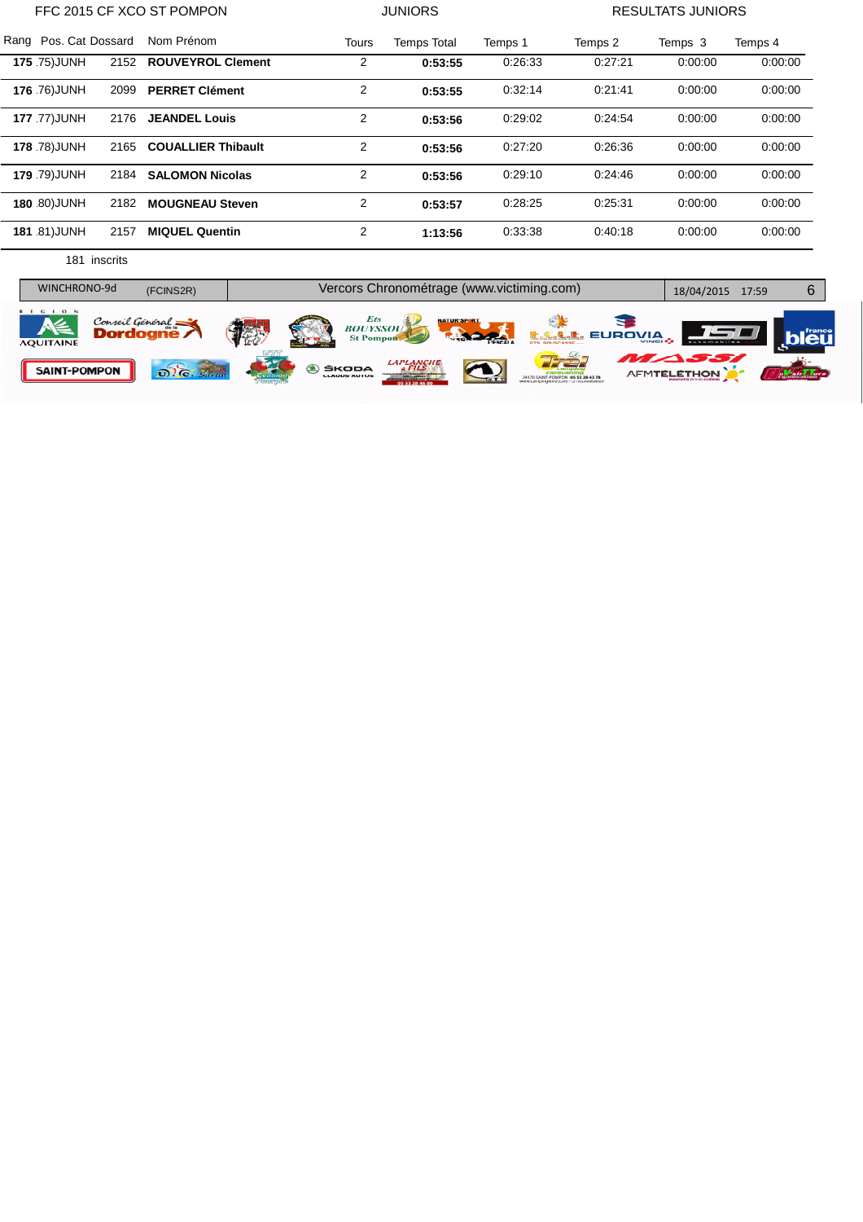FFC 2015 CF XCO ST POMPON — JUNIORS — RESULTATS JUNIORS

| Rang | Pos. Cat | Dossard | Nom Prénom | Tours | Temps Total | Temps 1 | Temps 2 | Temps 3 | Temps 4 |
|---|---|---|---|---|---|---|---|---|---|
| **175** | 75)JUNH | 2152 | **ROUVEYROL Clement** | 2 | **0:53:55** | 0:26:33 | 0:27:21 | 0:00:00 | 0:00:00 |
| **176** | 76)JUNH | 2099 | **PERRET Clément** | 2 | **0:53:55** | 0:32:14 | 0:21:41 | 0:00:00 | 0:00:00 |
| **177** | 77)JUNH | 2176 | **JEANDEL Louis** | 2 | **0:53:56** | 0:29:02 | 0:24:54 | 0:00:00 | 0:00:00 |
| **178** | 78)JUNH | 2165 | **COUALLIER Thibault** | 2 | **0:53:56** | 0:27:20 | 0:26:36 | 0:00:00 | 0:00:00 |
| **179** | 79)JUNH | 2184 | **SALOMON Nicolas** | 2 | **0:53:56** | 0:29:10 | 0:24:46 | 0:00:00 | 0:00:00 |
| **180** | 80)JUNH | 2182 | **MOUGNEAU Steven** | 2 | **0:53:57** | 0:28:25 | 0:25:31 | 0:00:00 | 0:00:00 |
| **181** | 81)JUNH | 2157 | **MIQUEL Quentin** | 2 | **1:13:56** | 0:33:38 | 0:40:18 | 0:00:00 | 0:00:00 |

181 inscrits

WINCHRONO-9d (FCINS2R) — Vercors Chronométrage (www.victiming.com) — 18/04/2015 17:59